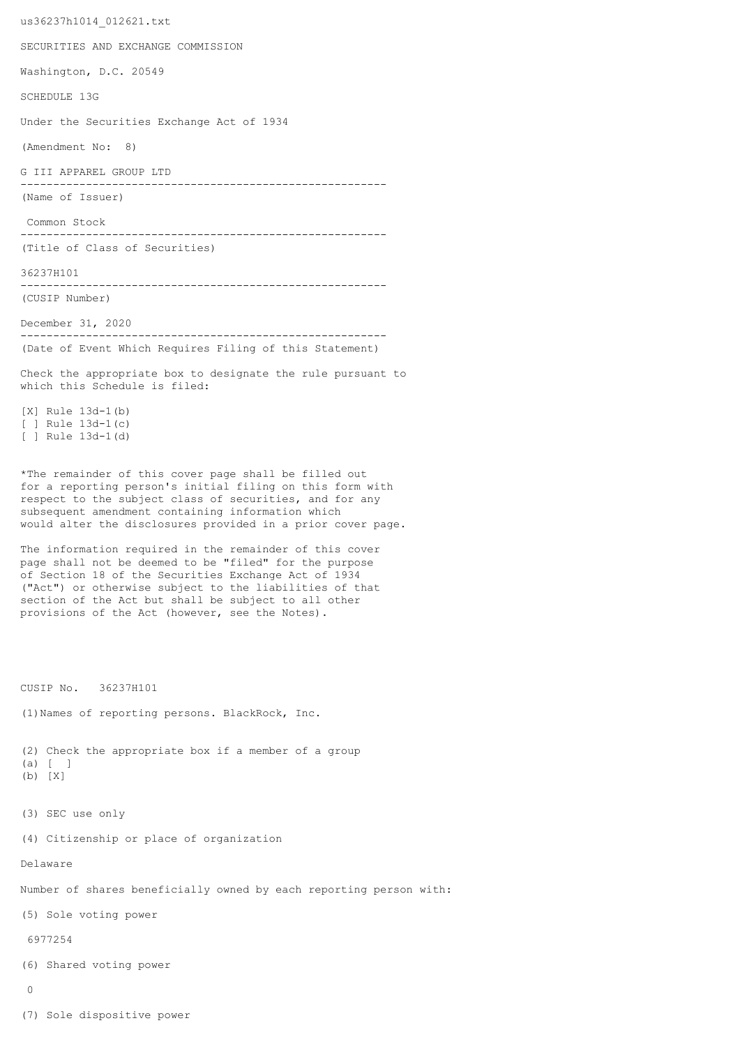us36237h1014_012621.txt

SECURITIES AND EXCHANGE COMMISSION

Washington, D.C. 20549

SCHEDULE 13G

Under the Securities Exchange Act of 1934

(Amendment No: 8)

G III APPAREL GROUP LTD

--------------------------------------------------------

(Name of Issuer)

Common Stock

--------------------------------------------------------

(Title of Class of Securities)

36237H101

--------------------------------------------------------

(CUSIP Number)

December 31, 2020

--------------------------------------------------------

(Date of Event Which Requires Filing of this Statement)

Check the appropriate box to designate the rule pursuant to which this Schedule is filed:

[X] Rule 13d-1(b)
[ ] Rule 13d-1(c)
[ ] Rule 13d-1(d)

*The remainder of this cover page shall be filled out for a reporting person's initial filing on this form with respect to the subject class of securities, and for any subsequent amendment containing information which would alter the disclosures provided in a prior cover page.

The information required in the remainder of this cover page shall not be deemed to be "filed" for the purpose of Section 18 of the Securities Exchange Act of 1934 ("Act") or otherwise subject to the liabilities of that section of the Act but shall be subject to all other provisions of the Act (however, see the Notes).

CUSIP No. 36237H101

(1)Names of reporting persons. BlackRock, Inc.

(2) Check the appropriate box if a member of a group
(a) [ ]
(b) [X]

(3) SEC use only

(4) Citizenship or place of organization

Delaware

Number of shares beneficially owned by each reporting person with:

(5) Sole voting power

6977254

(6) Shared voting power

0

(7) Sole dispositive power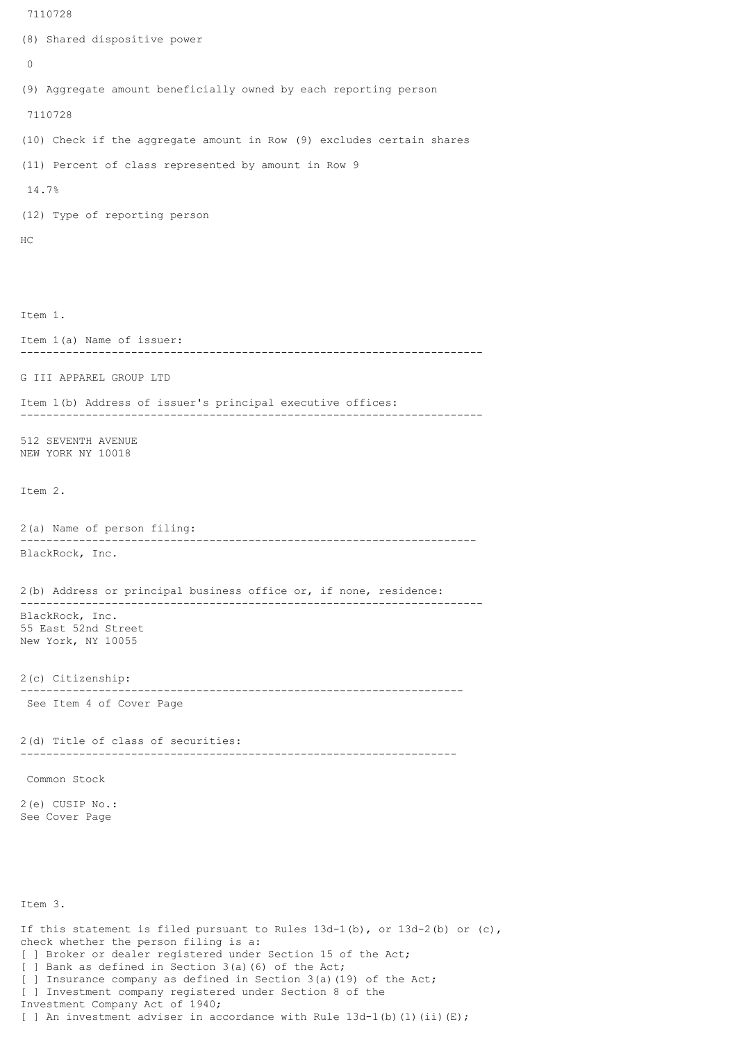7110728

(8) Shared dispositive power

0

(9) Aggregate amount beneficially owned by each reporting person

7110728

(10) Check if the aggregate amount in Row (9) excludes certain shares

(11) Percent of class represented by amount in Row 9

14.7%

(12) Type of reporting person

HC

Item 1.

Item 1(a) Name of issuer:

---

G III APPAREL GROUP LTD

Item 1(b) Address of issuer's principal executive offices:

---

512 SEVENTH AVENUE
NEW YORK NY 10018

Item 2.

2(a) Name of person filing:

---

BlackRock, Inc.

2(b) Address or principal business office or, if none, residence:

---

BlackRock, Inc.
55 East 52nd Street
New York, NY 10055

2(c) Citizenship:

---

See Item 4 of Cover Page

2(d) Title of class of securities:

---

Common Stock

2(e) CUSIP No.:
See Cover Page

Item 3.

If this statement is filed pursuant to Rules 13d-1(b), or 13d-2(b) or (c), check whether the person filing is a:
[ ] Broker or dealer registered under Section 15 of the Act;
[ ] Bank as defined in Section 3(a)(6) of the Act;
[ ] Insurance company as defined in Section 3(a)(19) of the Act;
[ ] Investment company registered under Section 8 of the Investment Company Act of 1940;
[ ] An investment adviser in accordance with Rule 13d-1(b)(1)(ii)(E);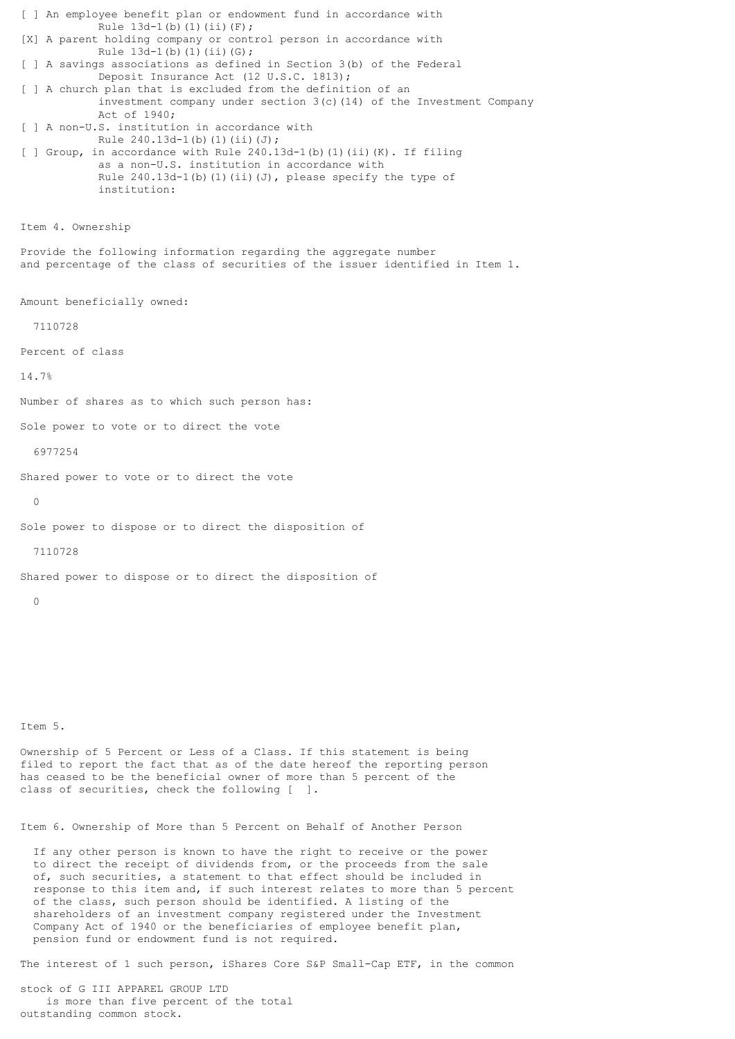[ ] An employee benefit plan or endowment fund in accordance with Rule 13d-1(b)(1)(ii)(F);

[X] A parent holding company or control person in accordance with Rule 13d-1(b)(1)(ii)(G);

[ ] A savings associations as defined in Section 3(b) of the Federal Deposit Insurance Act (12 U.S.C. 1813);

[ ] A church plan that is excluded from the definition of an investment company under section 3(c)(14) of the Investment Company Act of 1940;

[ ] A non-U.S. institution in accordance with Rule 240.13d-1(b)(1)(ii)(J);

[ ] Group, in accordance with Rule 240.13d-1(b)(1)(ii)(K). If filing as a non-U.S. institution in accordance with Rule 240.13d-1(b)(1)(ii)(J), please specify the type of institution:

Item 4. Ownership

Provide the following information regarding the aggregate number and percentage of the class of securities of the issuer identified in Item 1.

Amount beneficially owned:

7110728

Percent of class

14.7%

Number of shares as to which such person has:

Sole power to vote or to direct the vote

6977254

Shared power to vote or to direct the vote

0

Sole power to dispose or to direct the disposition of

7110728

Shared power to dispose or to direct the disposition of

0

Item 5.

Ownership of 5 Percent or Less of a Class. If this statement is being filed to report the fact that as of the date hereof the reporting person has ceased to be the beneficial owner of more than 5 percent of the class of securities, check the following [ ].

Item 6. Ownership of More than 5 Percent on Behalf of Another Person

If any other person is known to have the right to receive or the power to direct the receipt of dividends from, or the proceeds from the sale of, such securities, a statement to that effect should be included in response to this item and, if such interest relates to more than 5 percent of the class, such person should be identified. A listing of the shareholders of an investment company registered under the Investment Company Act of 1940 or the beneficiaries of employee benefit plan, pension fund or endowment fund is not required.

The interest of 1 such person, iShares Core S&P Small-Cap ETF, in the common stock of G III APPAREL GROUP LTD is more than five percent of the total outstanding common stock.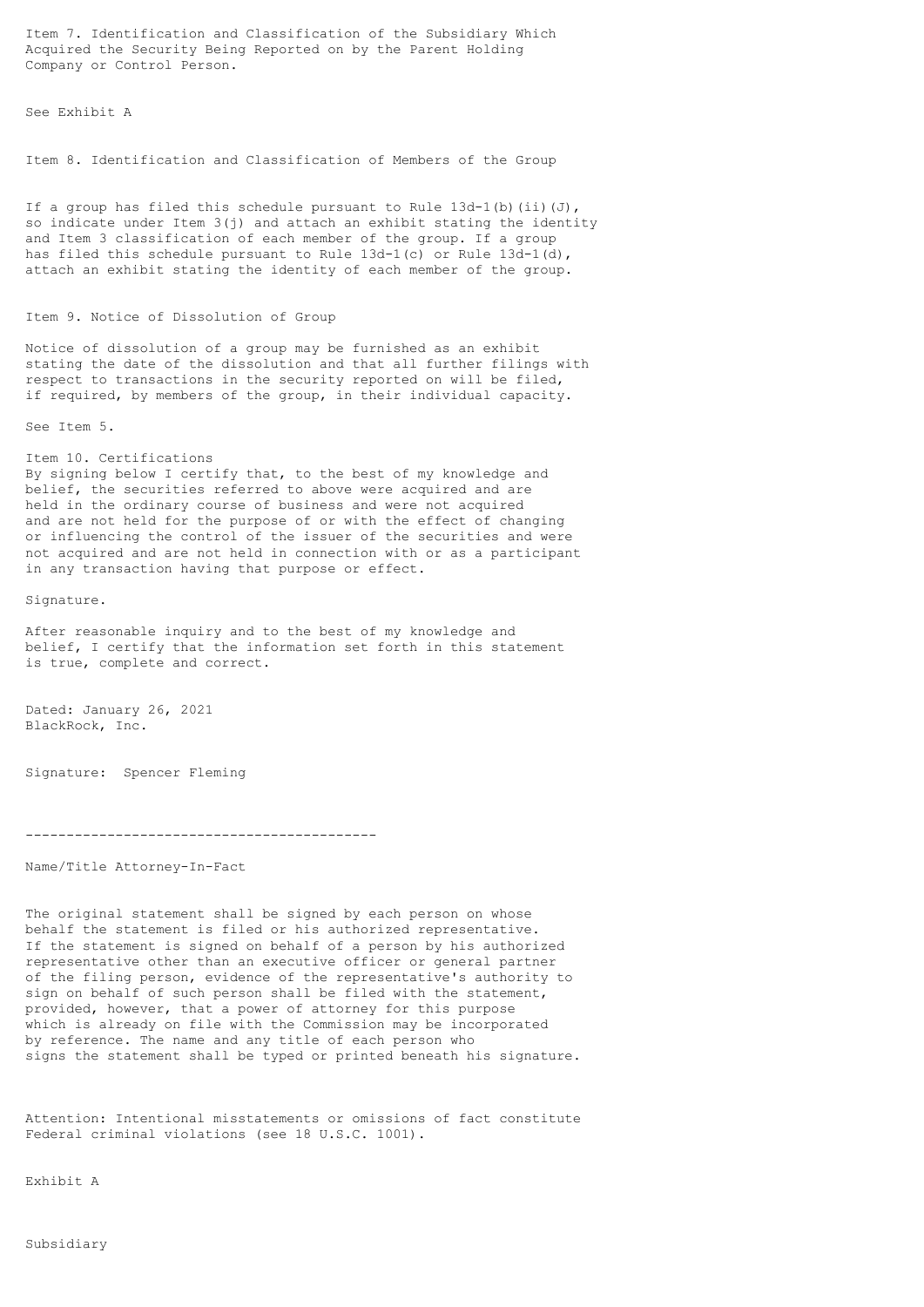Item 7. Identification and Classification of the Subsidiary Which Acquired the Security Being Reported on by the Parent Holding Company or Control Person.

See Exhibit A

Item 8. Identification and Classification of Members of the Group

If a group has filed this schedule pursuant to Rule 13d-1(b)(ii)(J), so indicate under Item 3(j) and attach an exhibit stating the identity and Item 3 classification of each member of the group. If a group has filed this schedule pursuant to Rule 13d-1(c) or Rule 13d-1(d), attach an exhibit stating the identity of each member of the group.

Item 9. Notice of Dissolution of Group

Notice of dissolution of a group may be furnished as an exhibit stating the date of the dissolution and that all further filings with respect to transactions in the security reported on will be filed, if required, by members of the group, in their individual capacity.

See Item 5.

Item 10. Certifications
By signing below I certify that, to the best of my knowledge and belief, the securities referred to above were acquired and are held in the ordinary course of business and were not acquired and are not held for the purpose of or with the effect of changing or influencing the control of the issuer of the securities and were not acquired and are not held in connection with or as a participant in any transaction having that purpose or effect.

Signature.

After reasonable inquiry and to the best of my knowledge and belief, I certify that the information set forth in this statement is true, complete and correct.

Dated: January 26, 2021
BlackRock, Inc.

Signature: Spencer Fleming

-------------------------------------------

Name/Title Attorney-In-Fact

The original statement shall be signed by each person on whose behalf the statement is filed or his authorized representative. If the statement is signed on behalf of a person by his authorized representative other than an executive officer or general partner of the filing person, evidence of the representative's authority to sign on behalf of such person shall be filed with the statement, provided, however, that a power of attorney for this purpose which is already on file with the Commission may be incorporated by reference. The name and any title of each person who signs the statement shall be typed or printed beneath his signature.

Attention: Intentional misstatements or omissions of fact constitute Federal criminal violations (see 18 U.S.C. 1001).

Exhibit A

Subsidiary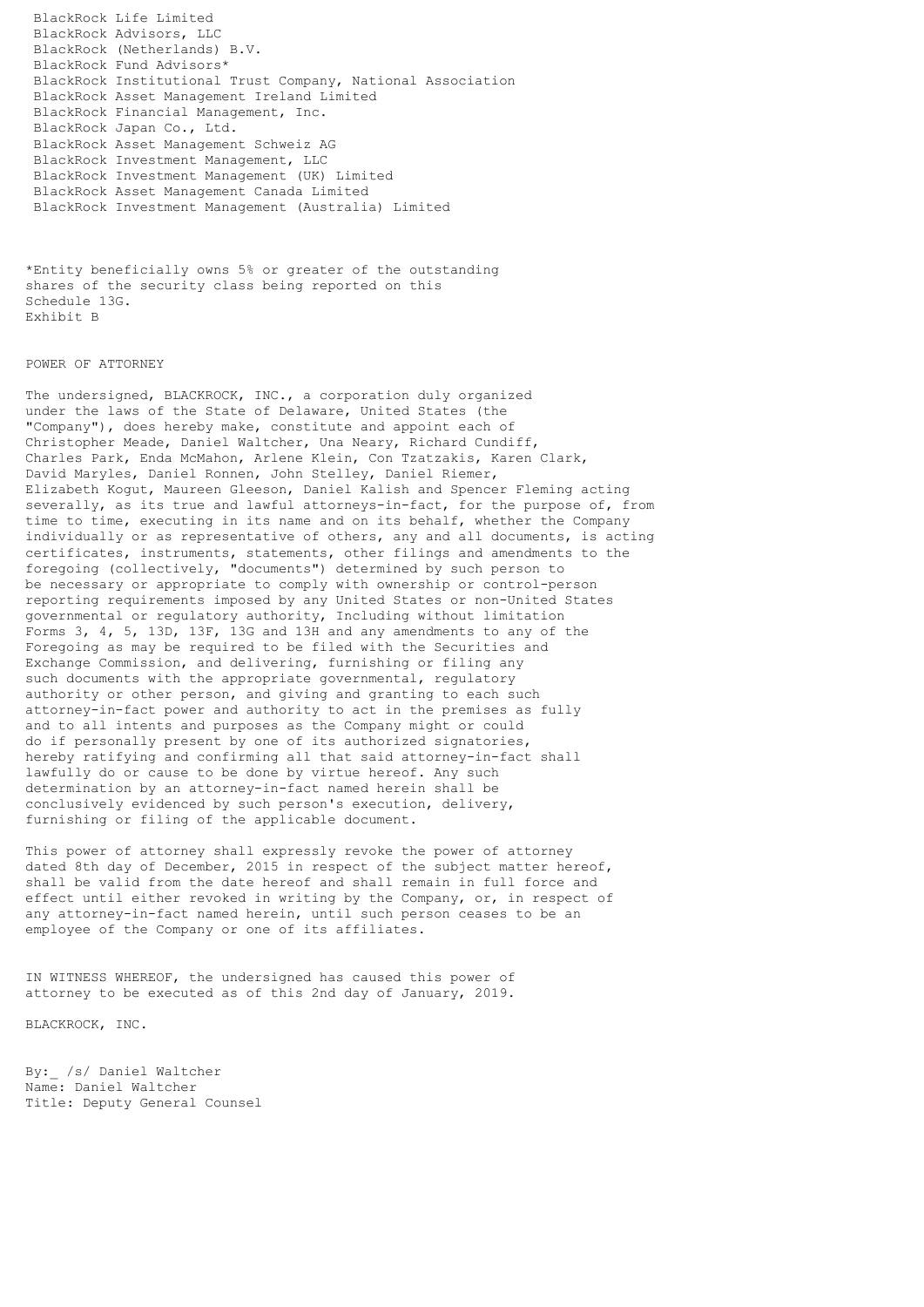BlackRock Life Limited
BlackRock Advisors, LLC
BlackRock (Netherlands) B.V.
BlackRock Fund Advisors*
BlackRock Institutional Trust Company, National Association
BlackRock Asset Management Ireland Limited
BlackRock Financial Management, Inc.
BlackRock Japan Co., Ltd.
BlackRock Asset Management Schweiz AG
BlackRock Investment Management, LLC
BlackRock Investment Management (UK) Limited
BlackRock Asset Management Canada Limited
BlackRock Investment Management (Australia) Limited

*Entity beneficially owns 5% or greater of the outstanding shares of the security class being reported on this Schedule 13G.

Exhibit B

POWER OF ATTORNEY

The undersigned, BLACKROCK, INC., a corporation duly organized under the laws of the State of Delaware, United States (the "Company"), does hereby make, constitute and appoint each of Christopher Meade, Daniel Waltcher, Una Neary, Richard Cundiff, Charles Park, Enda McMahon, Arlene Klein, Con Tzatzakis, Karen Clark, David Maryles, Daniel Ronnen, John Stelley, Daniel Riemer, Elizabeth Kogut, Maureen Gleeson, Daniel Kalish and Spencer Fleming acting severally, as its true and lawful attorneys-in-fact, for the purpose of, from time to time, executing in its name and on its behalf, whether the Company individually or as representative of others, any and all documents, is acting certificates, instruments, statements, other filings and amendments to the foregoing (collectively, "documents") determined by such person to be necessary or appropriate to comply with ownership or control-person reporting requirements imposed by any United States or non-United States governmental or regulatory authority, Including without limitation Forms 3, 4, 5, 13D, 13F, 13G and 13H and any amendments to any of the Foregoing as may be required to be filed with the Securities and Exchange Commission, and delivering, furnishing or filing any such documents with the appropriate governmental, regulatory authority or other person, and giving and granting to each such attorney-in-fact power and authority to act in the premises as fully and to all intents and purposes as the Company might or could do if personally present by one of its authorized signatories, hereby ratifying and confirming all that said attorney-in-fact shall lawfully do or cause to be done by virtue hereof. Any such determination by an attorney-in-fact named herein shall be conclusively evidenced by such person's execution, delivery, furnishing or filing of the applicable document.

This power of attorney shall expressly revoke the power of attorney dated 8th day of December, 2015 in respect of the subject matter hereof, shall be valid from the date hereof and shall remain in full force and effect until either revoked in writing by the Company, or, in respect of any attorney-in-fact named herein, until such person ceases to be an employee of the Company or one of its affiliates.

IN WITNESS WHEREOF, the undersigned has caused this power of attorney to be executed as of this 2nd day of January, 2019.

BLACKROCK, INC.

By:_ /s/ Daniel Waltcher
Name: Daniel Waltcher
Title: Deputy General Counsel